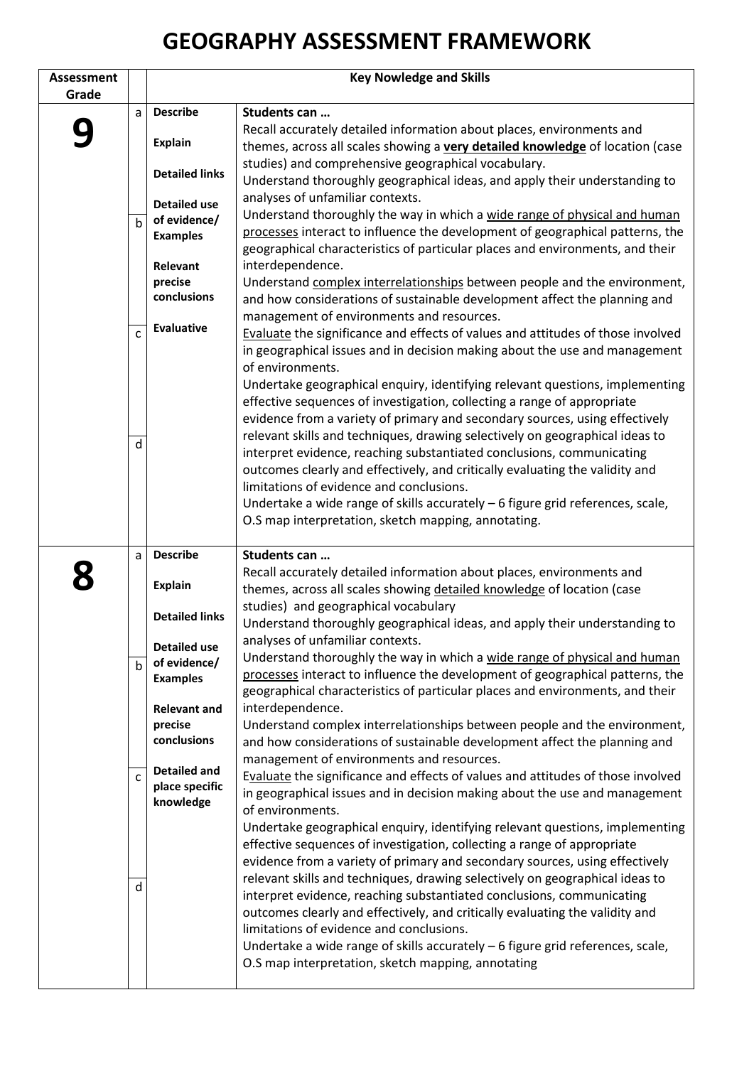# GEOGRAPHY ASSESSMENT FRAMEWORK

| Assessment Grade | | Key Nowledge and Skills | |
|---|---|---|---|
| **9** | a<br><br>b<br><br>c<br><br>d | **Describe**<br><br>**Explain**<br><br>**Detailed links**<br><br>**Detailed use of evidence/ Examples**<br><br>**Relevant precise conclusions**<br><br>**Evaluative** | **Students can …**<br>Recall accurately detailed information about places, environments and themes, across all scales showing a **very detailed knowledge** of location (case studies) and comprehensive geographical vocabulary.<br>Understand thoroughly geographical ideas, and apply their understanding to analyses of unfamiliar contexts.<br>Understand thoroughly the way in which a wide range of physical and human processes interact to influence the development of geographical patterns, the geographical characteristics of particular places and environments, and their interdependence.<br>Understand complex interrelationships between people and the environment, and how considerations of sustainable development affect the planning and management of environments and resources.<br>Evaluate the significance and effects of values and attitudes of those involved in geographical issues and in decision making about the use and management of environments.<br>Undertake geographical enquiry, identifying relevant questions, implementing effective sequences of investigation, collecting a range of appropriate evidence from a variety of primary and secondary sources, using effectively relevant skills and techniques, drawing selectively on geographical ideas to interpret evidence, reaching substantiated conclusions, communicating outcomes clearly and effectively, and critically evaluating the validity and limitations of evidence and conclusions.<br>Undertake a wide range of skills accurately – 6 figure grid references, scale, O.S map interpretation, sketch mapping, annotating. |
| **8** | a<br><br>b<br><br>c<br><br>d | **Describe**<br><br>**Explain**<br><br>**Detailed links**<br><br>**Detailed use of evidence/ Examples**<br><br>**Relevant and precise conclusions**<br><br>**Detailed and place specific knowledge** | **Students can …**<br>Recall accurately detailed information about places, environments and themes, across all scales showing detailed knowledge of location (case studies) and geographical vocabulary<br>Understand thoroughly geographical ideas, and apply their understanding to analyses of unfamiliar contexts.<br>Understand thoroughly the way in which a wide range of physical and human processes interact to influence the development of geographical patterns, the geographical characteristics of particular places and environments, and their interdependence.<br>Understand complex interrelationships between people and the environment, and how considerations of sustainable development affect the planning and management of environments and resources.<br>Evaluate the significance and effects of values and attitudes of those involved in geographical issues and in decision making about the use and management of environments.<br>Undertake geographical enquiry, identifying relevant questions, implementing effective sequences of investigation, collecting a range of appropriate evidence from a variety of primary and secondary sources, using effectively relevant skills and techniques, drawing selectively on geographical ideas to interpret evidence, reaching substantiated conclusions, communicating outcomes clearly and effectively, and critically evaluating the validity and limitations of evidence and conclusions.<br>Undertake a wide range of skills accurately – 6 figure grid references, scale, O.S map interpretation, sketch mapping, annotating |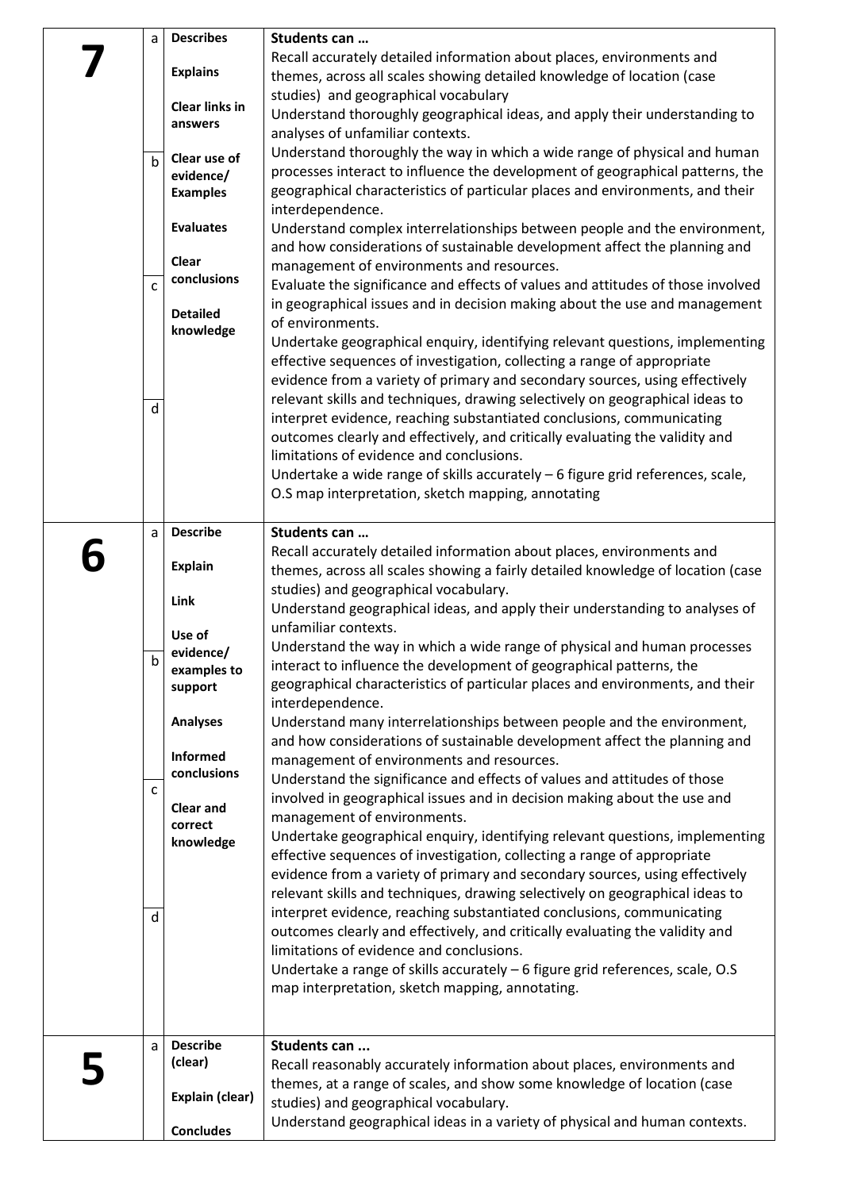| | | | |
|---|---|---|---|
| **7** | a<br><br><br><br>b<br><br><br><br>c<br><br><br><br>d | **Describes**<br><br>**Explains**<br><br>**Clear links in answers**<br><br>**Clear use of evidence/ Examples**<br><br>**Evaluates**<br><br>**Clear conclusions**<br><br>**Detailed knowledge** | **Students can …**<br>Recall accurately detailed information about places, environments and themes, across all scales showing detailed knowledge of location (case studies) and geographical vocabulary<br>Understand thoroughly geographical ideas, and apply their understanding to analyses of unfamiliar contexts.<br>Understand thoroughly the way in which a wide range of physical and human processes interact to influence the development of geographical patterns, the geographical characteristics of particular places and environments, and their interdependence.<br>Understand complex interrelationships between people and the environment, and how considerations of sustainable development affect the planning and management of environments and resources.<br>Evaluate the significance and effects of values and attitudes of those involved in geographical issues and in decision making about the use and management of environments.<br>Undertake geographical enquiry, identifying relevant questions, implementing effective sequences of investigation, collecting a range of appropriate evidence from a variety of primary and secondary sources, using effectively relevant skills and techniques, drawing selectively on geographical ideas to interpret evidence, reaching substantiated conclusions, communicating outcomes clearly and effectively, and critically evaluating the validity and limitations of evidence and conclusions.<br>Undertake a wide range of skills accurately – 6 figure grid references, scale, O.S map interpretation, sketch mapping, annotating |
| **6** | a<br><br><br><br>b<br><br><br><br>c<br><br><br><br>d | **Describe**<br><br>**Explain**<br><br>**Link**<br><br>**Use of evidence/ examples to support**<br><br>**Analyses**<br><br>**Informed conclusions**<br><br>**Clear and correct knowledge** | **Students can …**<br>Recall accurately detailed information about places, environments and themes, across all scales showing a fairly detailed knowledge of location (case studies) and geographical vocabulary.<br>Understand geographical ideas, and apply their understanding to analyses of unfamiliar contexts.<br>Understand the way in which a wide range of physical and human processes interact to influence the development of geographical patterns, the geographical characteristics of particular places and environments, and their interdependence.<br>Understand many interrelationships between people and the environment, and how considerations of sustainable development affect the planning and management of environments and resources.<br>Understand the significance and effects of values and attitudes of those involved in geographical issues and in decision making about the use and management of environments.<br>Undertake geographical enquiry, identifying relevant questions, implementing effective sequences of investigation, collecting a range of appropriate evidence from a variety of primary and secondary sources, using effectively relevant skills and techniques, drawing selectively on geographical ideas to interpret evidence, reaching substantiated conclusions, communicating outcomes clearly and effectively, and critically evaluating the validity and limitations of evidence and conclusions.<br>Undertake a range of skills accurately – 6 figure grid references, scale, O.S map interpretation, sketch mapping, annotating. |
| **5** | a | **Describe (clear)**<br><br>**Explain (clear)**<br><br>**Concludes** | **Students can ...**<br>Recall reasonably accurately information about places, environments and themes, at a range of scales, and show some knowledge of location (case studies) and geographical vocabulary.<br>Understand geographical ideas in a variety of physical and human contexts. |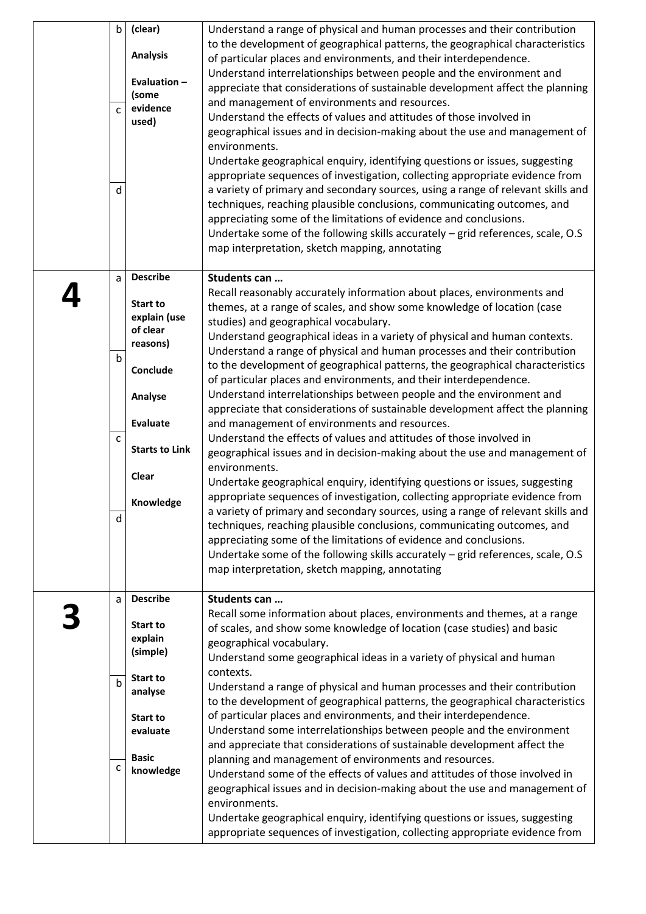| | | | |
|---|---|---|---|
| | b<br><br>c<br><br>d | (clear)<br><br>**Analysis**<br><br>**Evaluation – (some evidence used)** | Understand a range of physical and human processes and their contribution to the development of geographical patterns, the geographical characteristics of particular places and environments, and their interdependence.<br>Understand interrelationships between people and the environment and appreciate that considerations of sustainable development affect the planning and management of environments and resources.<br>Understand the effects of values and attitudes of those involved in geographical issues and in decision-making about the use and management of environments.<br>Undertake geographical enquiry, identifying questions or issues, suggesting appropriate sequences of investigation, collecting appropriate evidence from a variety of primary and secondary sources, using a range of relevant skills and techniques, reaching plausible conclusions, communicating outcomes, and appreciating some of the limitations of evidence and conclusions.<br>Undertake some of the following skills accurately – grid references, scale, O.S map interpretation, sketch mapping, annotating |
| **4** | a<br><br>b<br><br>c<br><br>d | **Describe**<br><br>**Start to explain (use of clear reasons)**<br><br>**Conclude**<br><br>**Analyse**<br><br>**Evaluate**<br><br>**Starts to Link**<br><br>**Clear**<br><br>**Knowledge** | **Students can …**<br>Recall reasonably accurately information about places, environments and themes, at a range of scales, and show some knowledge of location (case studies) and geographical vocabulary.<br>Understand geographical ideas in a variety of physical and human contexts.<br>Understand a range of physical and human processes and their contribution to the development of geographical patterns, the geographical characteristics of particular places and environments, and their interdependence.<br>Understand interrelationships between people and the environment and appreciate that considerations of sustainable development affect the planning and management of environments and resources.<br>Understand the effects of values and attitudes of those involved in geographical issues and in decision-making about the use and management of environments.<br>Undertake geographical enquiry, identifying questions or issues, suggesting appropriate sequences of investigation, collecting appropriate evidence from a variety of primary and secondary sources, using a range of relevant skills and techniques, reaching plausible conclusions, communicating outcomes, and appreciating some of the limitations of evidence and conclusions.<br>Undertake some of the following skills accurately – grid references, scale, O.S map interpretation, sketch mapping, annotating |
| **3** | a<br><br>b<br><br>c | **Describe**<br><br>**Start to explain (simple)**<br><br>**Start to analyse**<br><br>**Start to evaluate**<br><br>**Basic knowledge** | **Students can …**<br>Recall some information about places, environments and themes, at a range of scales, and show some knowledge of location (case studies) and basic geographical vocabulary.<br>Understand some geographical ideas in a variety of physical and human contexts.<br>Understand a range of physical and human processes and their contribution to the development of geographical patterns, the geographical characteristics of particular places and environments, and their interdependence.<br>Understand some interrelationships between people and the environment and appreciate that considerations of sustainable development affect the planning and management of environments and resources.<br>Understand some of the effects of values and attitudes of those involved in geographical issues and in decision-making about the use and management of environments.<br>Undertake geographical enquiry, identifying questions or issues, suggesting appropriate sequences of investigation, collecting appropriate evidence from |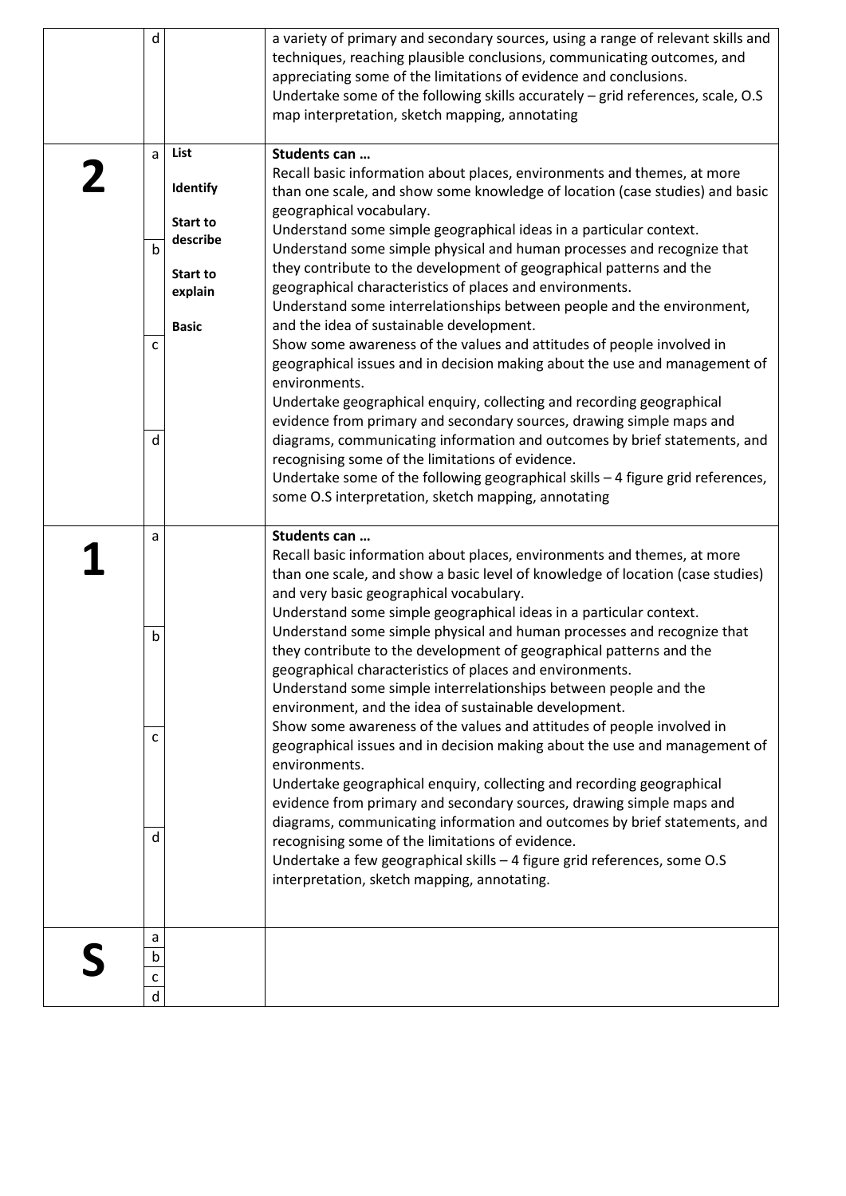| | | | |
|---|---|---|---|
| | d | | a variety of primary and secondary sources, using a range of relevant skills and techniques, reaching plausible conclusions, communicating outcomes, and appreciating some of the limitations of evidence and conclusions.<br>Undertake some of the following skills accurately – grid references, scale, O.S map interpretation, sketch mapping, annotating |
| **2** | a<br>b<br>c<br>d | **List**<br>**Identify**<br>**Start to describe**<br>**Start to explain**<br>**Basic** | **Students can …**<br>Recall basic information about places, environments and themes, at more than one scale, and show some knowledge of location (case studies) and basic geographical vocabulary.<br>Understand some simple geographical ideas in a particular context.<br>Understand some simple physical and human processes and recognize that they contribute to the development of geographical patterns and the geographical characteristics of places and environments.<br>Understand some interrelationships between people and the environment, and the idea of sustainable development.<br>Show some awareness of the values and attitudes of people involved in geographical issues and in decision making about the use and management of environments.<br>Undertake geographical enquiry, collecting and recording geographical evidence from primary and secondary sources, drawing simple maps and diagrams, communicating information and outcomes by brief statements, and recognising some of the limitations of evidence.<br>Undertake some of the following geographical skills – 4 figure grid references, some O.S interpretation, sketch mapping, annotating |
| **1** | a<br>b<br>c<br>d | | **Students can …**<br>Recall basic information about places, environments and themes, at more than one scale, and show a basic level of knowledge of location (case studies) and very basic geographical vocabulary.<br>Understand some simple geographical ideas in a particular context.<br>Understand some simple physical and human processes and recognize that they contribute to the development of geographical patterns and the geographical characteristics of places and environments.<br>Understand some simple interrelationships between people and the environment, and the idea of sustainable development.<br>Show some awareness of the values and attitudes of people involved in geographical issues and in decision making about the use and management of environments.<br>Undertake geographical enquiry, collecting and recording geographical evidence from primary and secondary sources, drawing simple maps and diagrams, communicating information and outcomes by brief statements, and recognising some of the limitations of evidence.<br>Undertake a few geographical skills – 4 figure grid references, some O.S interpretation, sketch mapping, annotating. |
| **S** | a<br>b<br>c<br>d | | |